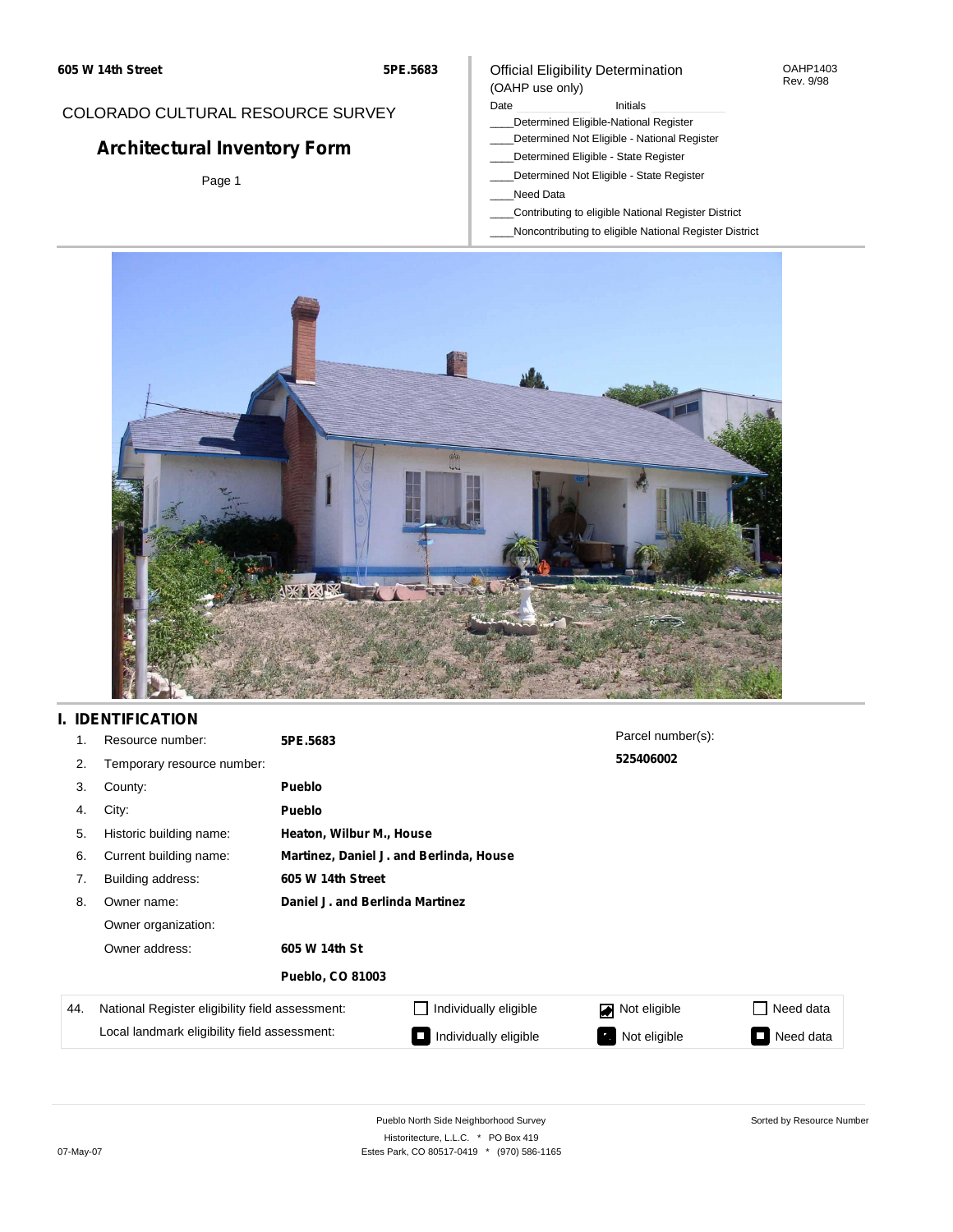605 W 14th Street | 5PE.5683

COLORADO CULTURAL RESOURCE SURVEY

# Architectural Inventory Form

Page 1

Official Eligibility Determination
(OAHP use only)

OAHP1403
Rev. 9/98

Date ______ Initials ______

____Determined Eligible-National Register
____Determined Not Eligible - National Register
____Determined Eligible - State Register
____Determined Not Eligible - State Register
____Need Data
____Contributing to eligible National Register District
____Noncontributing to eligible National Register District

## I. IDENTIFICATION

1. Resource number: **5PE.5683**
2. Temporary resource number:
3. County: **Pueblo**
4. City: **Pueblo**
5. Historic building name: **Heaton, Wilbur M., House**
6. Current building name: **Martinez, Daniel J. and Berlinda, House**
7. Building address: **605 W 14th Street**
8. Owner name: **Daniel J. and Berlinda Martinez**

   Owner organization:

   Owner address: **605 W 14th St**

   **Pueblo, CO 81003**

Parcel number(s): **525406002**

| 44. | | | | |
|---|---|---|---|---|
| National Register eligibility field assessment: | ☐ Individually eligible | ☑ Not eligible | ☐ Need data |
| Local landmark eligibility field assessment: | ■ Individually eligible | ■ Not eligible | ■ Need data |

Pueblo North Side Neighborhood Survey
Historitecture, L.L.C. * PO Box 419
Estes Park, CO 80517-0419 * (970) 586-1165

Sorted by Resource Number

07-May-07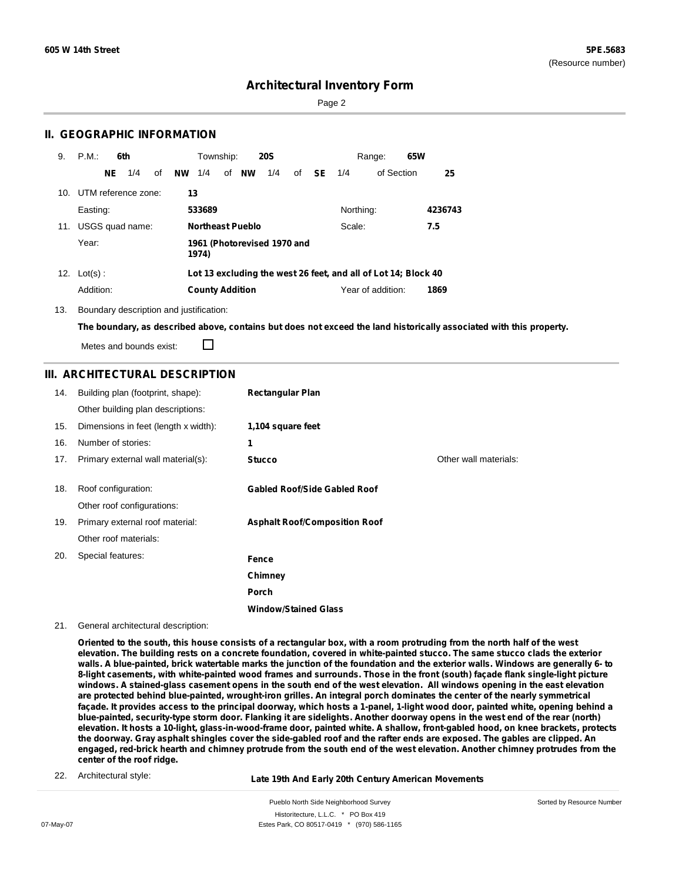# Architectural Inventory Form

## II. GEOGRAPHIC INFORMATION

9. P.M.: **6th** Township: **20S** Range: **65W**

**NE** 1/4 of **NW** 1/4 of **NW** 1/4 of **SE** 1/4 of Section **25**

10. UTM reference zone: **13**

Easting: **533689** Northing: **4236743**

11. USGS quad name: **Northeast Pueblo** Scale: **7.5**

Year: **1961 (Photorevised 1970 and 1974)**

12. Lot(s): **Lot 13 excluding the west 26 feet, and all of Lot 14; Block 40**

Addition: **County Addition** Year of addition: **1869**

13. Boundary description and justification:

**The boundary, as described above, contains but does not exceed the land historically associated with this property.**

Metes and bounds exist: ☐

## III. ARCHITECTURAL DESCRIPTION

14. Building plan (footprint, shape): **Rectangular Plan**

Other building plan descriptions:

15. Dimensions in feet (length x width): **1,104 square feet**

16. Number of stories: **1**

17. Primary external wall material(s): **Stucco** Other wall materials:

18. Roof configuration: **Gabled Roof/Side Gabled Roof**

Other roof configurations:

19. Primary external roof material: **Asphalt Roof/Composition Roof**

Other roof materials:

20. Special features:

**Fence**

**Chimney**

**Porch**

**Window/Stained Glass**

21. General architectural description:

**Oriented to the south, this house consists of a rectangular box, with a room protruding from the north half of the west elevation. The building rests on a concrete foundation, covered in white-painted stucco. The same stucco clads the exterior walls. A blue-painted, brick watertable marks the junction of the foundation and the exterior walls. Windows are generally 6- to 8-light casements, with white-painted wood frames and surrounds. Those in the front (south) façade flank single-light picture windows. A stained-glass casement opens in the south end of the west elevation. All windows opening in the east elevation are protected behind blue-painted, wrought-iron grilles. An integral porch dominates the center of the nearly symmetrical façade. It provides access to the principal doorway, which hosts a 1-panel, 1-light wood door, painted white, opening behind a blue-painted, security-type storm door. Flanking it are sidelights. Another doorway opens in the west end of the rear (north) elevation. It hosts a 10-light, glass-in-wood-frame door, painted white. A shallow, front-gabled hood, on knee brackets, protects the doorway. Gray asphalt shingles cover the side-gabled roof and the rafter ends are exposed. The gables are clipped. An engaged, red-brick hearth and chimney protrude from the south end of the west elevation. Another chimney protrudes from the center of the roof ridge.**

22. Architectural style: **Late 19th And Early 20th Century American Movements**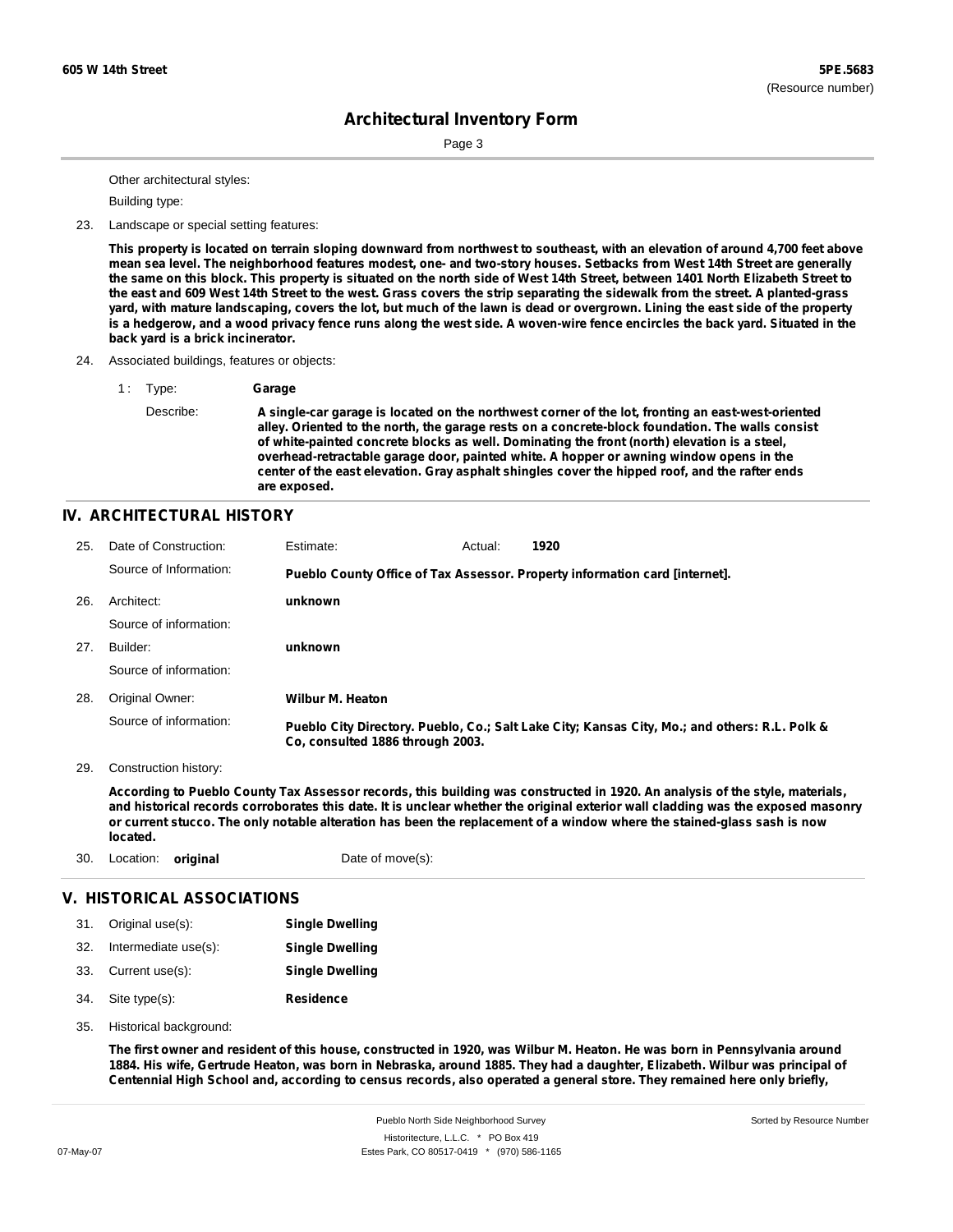Other architectural styles:

Building type:

23. Landscape or special setting features:

**This property is located on terrain sloping downward from northwest to southeast, with an elevation of around 4,700 feet above mean sea level. The neighborhood features modest, one- and two-story houses. Setbacks from West 14th Street are generally the same on this block. This property is situated on the north side of West 14th Street, between 1401 North Elizabeth Street to the east and 609 West 14th Street to the west. Grass covers the strip separating the sidewalk from the street. A planted-grass yard, with mature landscaping, covers the lot, but much of the lawn is dead or overgrown. Lining the east side of the property is a hedgerow, and a wood privacy fence runs along the west side. A woven-wire fence encircles the back yard. Situated in the back yard is a brick incinerator.**

24. Associated buildings, features or objects:

1 : Type: **Garage**

Describe: **A single-car garage is located on the northwest corner of the lot, fronting an east-west-oriented alley. Oriented to the north, the garage rests on a concrete-block foundation. The walls consist of white-painted concrete blocks as well. Dominating the front (north) elevation is a steel, overhead-retractable garage door, painted white. A hopper or awning window opens in the center of the east elevation. Gray asphalt shingles cover the hipped roof, and the rafter ends are exposed.**

## IV. ARCHITECTURAL HISTORY

25. Date of Construction: Estimate: Actual: **1920**

Source of Information: **Pueblo County Office of Tax Assessor. Property information card [internet].**

26. Architect: **unknown**

Source of information:

27. Builder: **unknown**

Source of information:

28. Original Owner: **Wilbur M. Heaton**

Source of information: **Pueblo City Directory. Pueblo, Co.; Salt Lake City; Kansas City, Mo.; and others: R.L. Polk & Co, consulted 1886 through 2003.**

29. Construction history:

**According to Pueblo County Tax Assessor records, this building was constructed in 1920. An analysis of the style, materials, and historical records corroborates this date. It is unclear whether the original exterior wall cladding was the exposed masonry or current stucco. The only notable alteration has been the replacement of a window where the stained-glass sash is now located.**

30. Location: **original** Date of move(s):

## V. HISTORICAL ASSOCIATIONS

31. Original use(s): **Single Dwelling**

32. Intermediate use(s): **Single Dwelling**

33. Current use(s): **Single Dwelling**

34. Site type(s): **Residence**

35. Historical background:

**The first owner and resident of this house, constructed in 1920, was Wilbur M. Heaton. He was born in Pennsylvania around 1884. His wife, Gertrude Heaton, was born in Nebraska, around 1885. They had a daughter, Elizabeth. Wilbur was principal of Centennial High School and, according to census records, also operated a general store. They remained here only briefly,**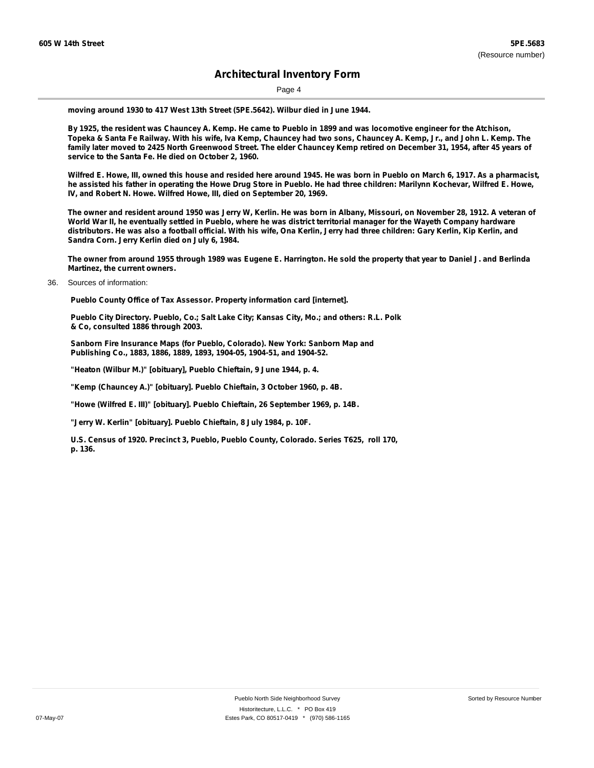moving around 1930 to 417 West 13th Street (5PE.5642). Wilbur died in June 1944.

By 1925, the resident was Chauncey A. Kemp. He came to Pueblo in 1899 and was locomotive engineer for the Atchison, Topeka & Santa Fe Railway. With his wife, Iva Kemp, Chauncey had two sons, Chauncey A. Kemp, Jr., and John L. Kemp. The family later moved to 2425 North Greenwood Street. The elder Chauncey Kemp retired on December 31, 1954, after 45 years of service to the Santa Fe. He died on October 2, 1960.

Wilfred E. Howe, III, owned this house and resided here around 1945. He was born in Pueblo on March 6, 1917. As a pharmacist, he assisted his father in operating the Howe Drug Store in Pueblo. He had three children: Marilynn Kochevar, Wilfred E. Howe, IV, and Robert N. Howe. Wilfred Howe, III, died on September 20, 1969.

The owner and resident around 1950 was Jerry W, Kerlin. He was born in Albany, Missouri, on November 28, 1912. A veteran of World War II, he eventually settled in Pueblo, where he was district territorial manager for the Wayeth Company hardware distributors. He was also a football official. With his wife, Ona Kerlin, Jerry had three children: Gary Kerlin, Kip Kerlin, and Sandra Corn. Jerry Kerlin died on July 6, 1984.

The owner from around 1955 through 1989 was Eugene E. Harrington. He sold the property that year to Daniel J. and Berlinda Martinez, the current owners.

36. Sources of information:

Pueblo County Office of Tax Assessor. Property information card [internet].

Pueblo City Directory. Pueblo, Co.; Salt Lake City; Kansas City, Mo.; and others: R.L. Polk & Co, consulted 1886 through 2003.

Sanborn Fire Insurance Maps (for Pueblo, Colorado). New York: Sanborn Map and Publishing Co., 1883, 1886, 1889, 1893, 1904-05, 1904-51, and 1904-52.

"Heaton (Wilbur M.)" [obituary], Pueblo Chieftain, 9 June 1944, p. 4.

"Kemp (Chauncey A.)" [obituary]. Pueblo Chieftain, 3 October 1960, p. 4B.

"Howe (Wilfred E. III)" [obituary]. Pueblo Chieftain, 26 September 1969, p. 14B.

"Jerry W. Kerlin" [obituary]. Pueblo Chieftain, 8 July 1984, p. 10F.

U.S. Census of 1920. Precinct 3, Pueblo, Pueblo County, Colorado. Series T625, roll 170, p. 136.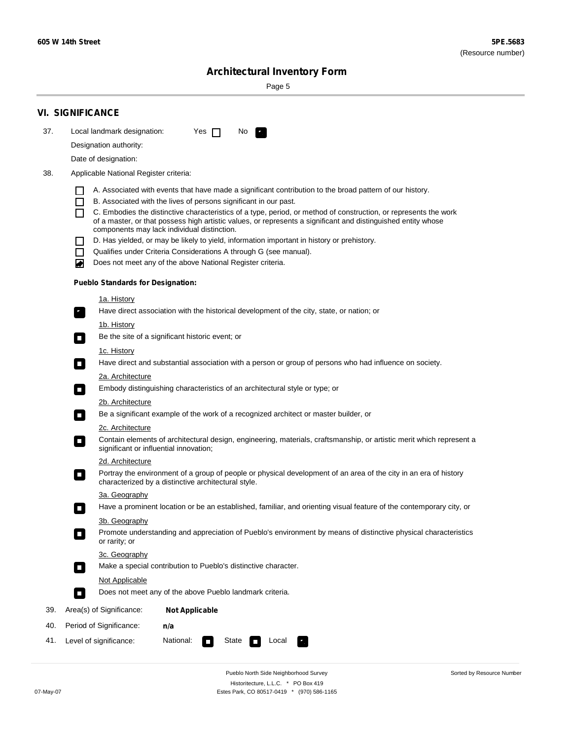## VI. SIGNIFICANCE

37. Local landmark designation: Yes ☐ No ☑

Designation authority:

Date of designation:

38. Applicable National Register criteria:

- ☐ A. Associated with events that have made a significant contribution to the broad pattern of our history.
- ☐ B. Associated with the lives of persons significant in our past.
- ☐ C. Embodies the distinctive characteristics of a type, period, or method of construction, or represents the work of a master, or that possess high artistic values, or represents a significant and distinguished entity whose components may lack individual distinction.
- ☐ D. Has yielded, or may be likely to yield, information important in history or prehistory.
- ☐ Qualifies under Criteria Considerations A through G (see manual).
- ☑ Does not meet any of the above National Register criteria.

**Pueblo Standards for Designation:**

1a. History

☑ Have direct association with the historical development of the city, state, or nation; or

1b. History

☐ Be the site of a significant historic event; or

1c. History

☐ Have direct and substantial association with a person or group of persons who had influence on society.

2a. Architecture

☐ Embody distinguishing characteristics of an architectural style or type; or

2b. Architecture

☐ Be a significant example of the work of a recognized architect or master builder, or

2c. Architecture

☐ Contain elements of architectural design, engineering, materials, craftsmanship, or artistic merit which represent a significant or influential innovation;

2d. Architecture

☐ Portray the environment of a group of people or physical development of an area of the city in an era of history characterized by a distinctive architectural style.

3a. Geography

☐ Have a prominent location or be an established, familiar, and orienting visual feature of the contemporary city, or

3b. Geography

☐ Promote understanding and appreciation of Pueblo's environment by means of distinctive physical characteristics or rarity; or

3c. Geography

☐ Make a special contribution to Pueblo's distinctive character.

Not Applicable

☐ Does not meet any of the above Pueblo landmark criteria.

39. Area(s) of Significance: **Not Applicable**

40. Period of Significance: **n/a**

41. Level of significance: National: ☐ State ☐ Local ☑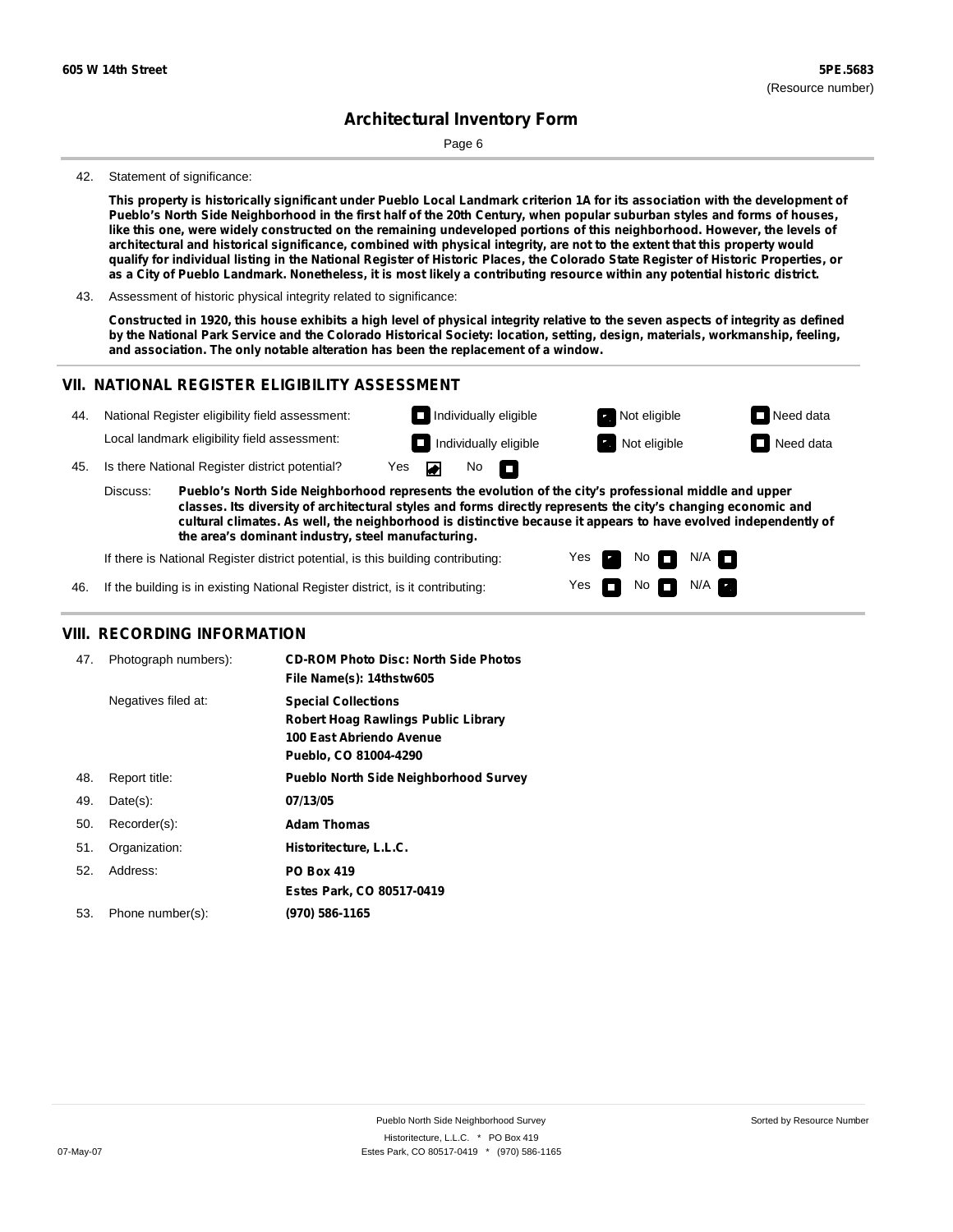# Architectural Inventory Form

42. Statement of significance:

**This property is historically significant under Pueblo Local Landmark criterion 1A for its association with the development of Pueblo's North Side Neighborhood in the first half of the 20th Century, when popular suburban styles and forms of houses, like this one, were widely constructed on the remaining undeveloped portions of this neighborhood. However, the levels of architectural and historical significance, combined with physical integrity, are not to the extent that this property would qualify for individual listing in the National Register of Historic Places, the Colorado State Register of Historic Properties, or as a City of Pueblo Landmark. Nonetheless, it is most likely a contributing resource within any potential historic district.**

43. Assessment of historic physical integrity related to significance:

**Constructed in 1920, this house exhibits a high level of physical integrity relative to the seven aspects of integrity as defined by the National Park Service and the Colorado Historical Society: location, setting, design, materials, workmanship, feeling, and association. The only notable alteration has been the replacement of a window.**

## VII. NATIONAL REGISTER ELIGIBILITY ASSESSMENT

44. National Register eligibility field assessment: Individually eligible ☐ Not eligible ☒ Need data ☐

Local landmark eligibility field assessment: Individually eligible ☐ Not eligible ☒ Need data ☐

45. Is there National Register district potential? Yes ☒ No ☐

Discuss: **Pueblo's North Side Neighborhood represents the evolution of the city's professional middle and upper classes. Its diversity of architectural styles and forms directly represents the city's changing economic and cultural climates. As well, the neighborhood is distinctive because it appears to have evolved independently of the area's dominant industry, steel manufacturing.**

If there is National Register district potential, is this building contributing: Yes ☒ No ☐ N/A ☐

46. If the building is in existing National Register district, is it contributing: Yes ☐ No ☐ N/A ☒

## VIII. RECORDING INFORMATION

47. Photograph numbers): **CD-ROM Photo Disc: North Side Photos**
**File Name(s): 14thstw605**

Negatives filed at: **Special Collections**
**Robert Hoag Rawlings Public Library**
**100 East Abriendo Avenue**
**Pueblo, CO 81004-4290**

48. Report title: **Pueblo North Side Neighborhood Survey**

49. Date(s): **07/13/05**

50. Recorder(s): **Adam Thomas**

51. Organization: **Historitecture, L.L.C.**

52. Address: **PO Box 419**
**Estes Park, CO 80517-0419**

53. Phone number(s): **(970) 586-1165**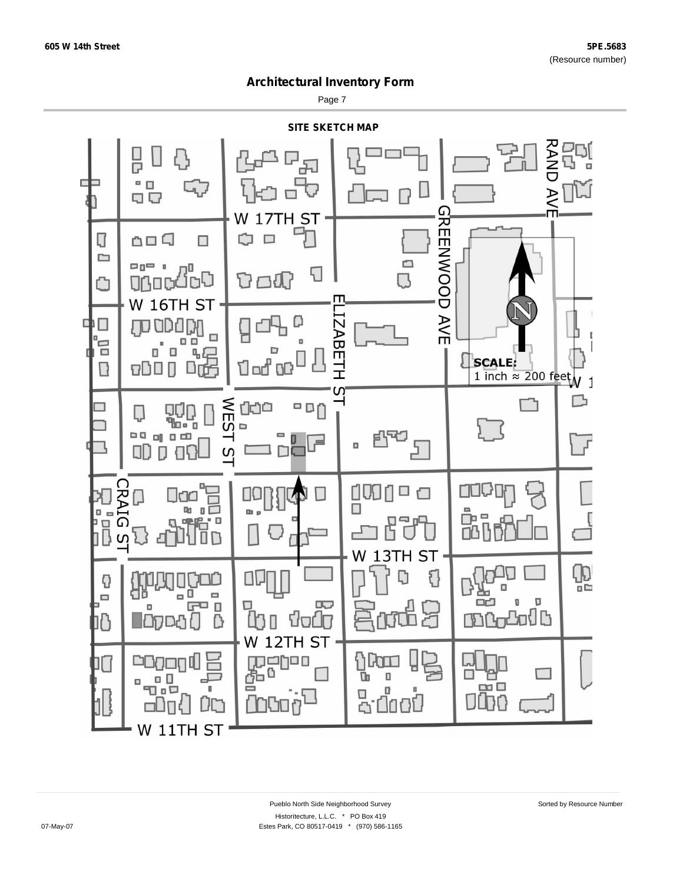605 W 14th Street

5PE.5683
(Resource number)

# Architectural Inventory Form

## SITE SKETCH MAP

W 17TH ST

W 16TH ST

W 13TH ST

W 12TH ST

W 11TH ST

GREENWOOD AVE

RAND AVE

ELIZABETH ST

WEST ST

CRAIG ST

**SCALE:**
1 inch ≈ 200 feet

Pueblo North Side Neighborhood Survey

Sorted by Resource Number

Historitecture, L.L.C. * PO Box 419

07-May-07

Estes Park, CO 80517-0419 * (970) 586-1165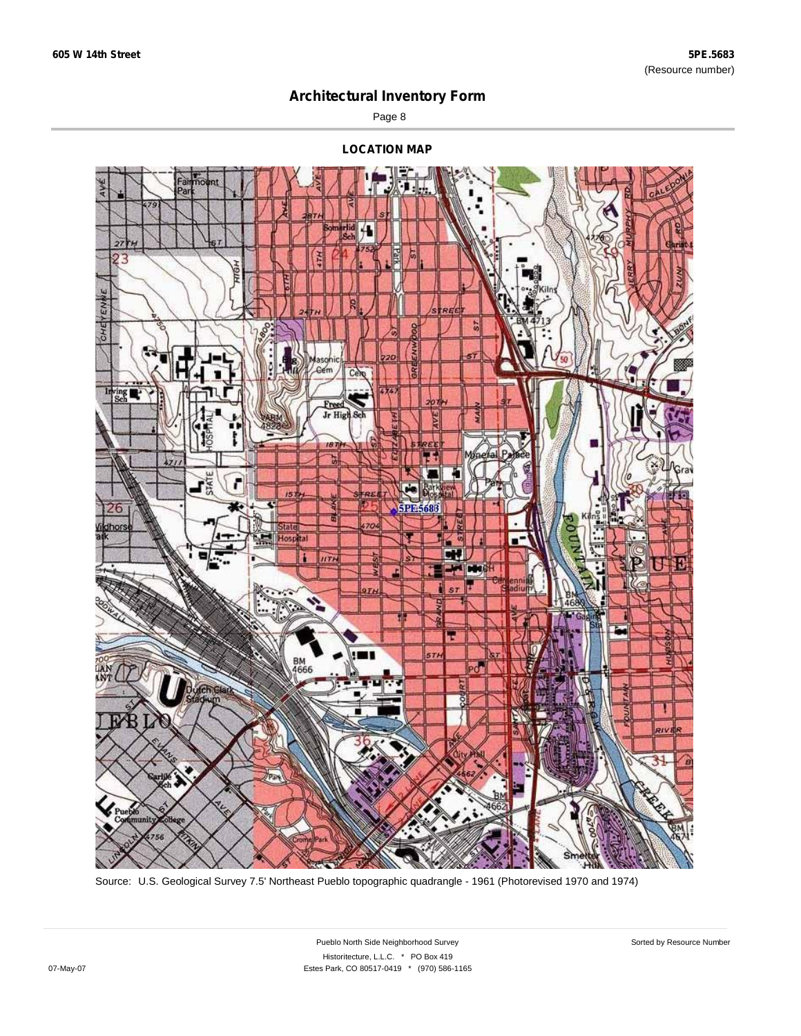# Architectural Inventory Form

## LOCATION MAP

Source: U.S. Geological Survey 7.5' Northeast Pueblo topographic quadrangle - 1961 (Photorevised 1970 and 1974)